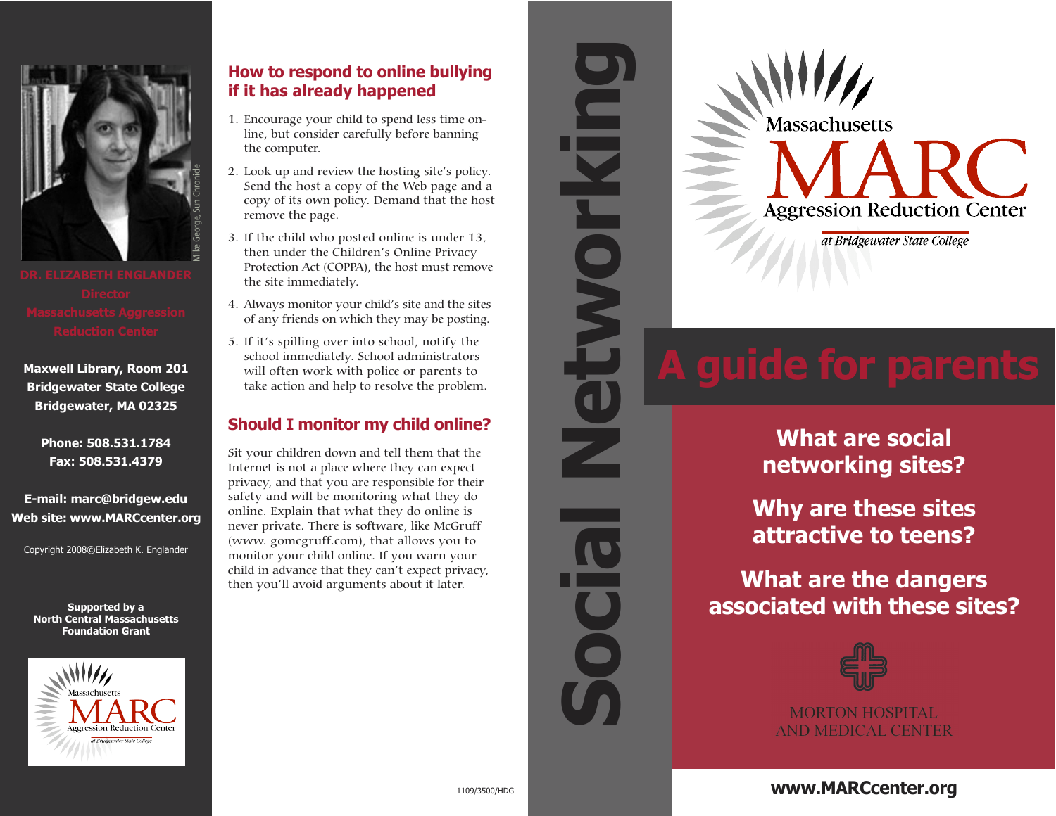Mike George, Sun Chronicle

**DR. ELIZABETH ENGLANDER**
**Director**
**Massachusetts Aggression Reduction Center**

**Maxwell Library, Room 201**
**Bridgewater State College**
**Bridgewater, MA 02325**

**Phone: 508.531.1784**
**Fax: 508.531.4379**

**E-mail: marc@bridgew.edu**
**Web site: www.MARCcenter.org**

Copyright 2008©Elizabeth K. Englander

**Supported by a North Central Massachusetts Foundation Grant**

Massachusetts MARC Aggression Reduction Center at Bridgewater State College

## How to respond to online bullying if it has already happened

1. Encourage your child to spend less time on-line, but consider carefully before banning the computer.
2. Look up and review the hosting site's policy. Send the host a copy of the Web page and a copy of its own policy. Demand that the host remove the page.
3. If the child who posted online is under 13, then under the Children's Online Privacy Protection Act (COPPA), the host must remove the site immediately.
4. Always monitor your child's site and the sites of any friends on which they may be posting.
5. If it's spilling over into school, notify the school immediately. School administrators will often work with police or parents to take action and help to resolve the problem.

## Should I monitor my child online?

Sit your children down and tell them that the Internet is not a place where they can expect privacy, and that you are responsible for their safety and will be monitoring what they do online. Explain that what they do online is never private. There is software, like McGruff (www. gomcgruff.com), that allows you to monitor your child online. If you warn your child in advance that they can't expect privacy, then you'll avoid arguments about it later.

1109/3500/HDG

# Social Networking

Massachusetts MARC Aggression Reduction Center *at Bridgewater State College*

# A guide for parents

**What are social networking sites?**

**Why are these sites attractive to teens?**

**What are the dangers associated with these sites?**

MORTON HOSPITAL AND MEDICAL CENTER

**www.MARCcenter.org**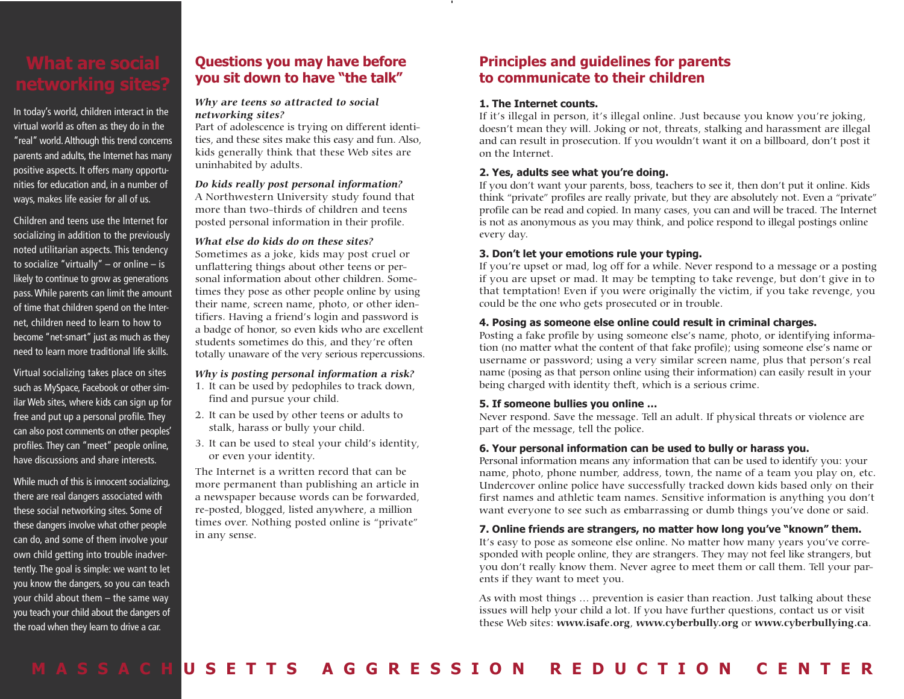## What are social networking sites?

In today's world, children interact in the virtual world as often as they do in the "real" world. Although this trend concerns parents and adults, the Internet has many positive aspects. It offers many opportunities for education and, in a number of ways, makes life easier for all of us.

Children and teens use the Internet for socializing in addition to the previously noted utilitarian aspects. This tendency to socialize "virtually" – or online – is likely to continue to grow as generations pass. While parents can limit the amount of time that children spend on the Internet, children need to learn to how to become "net-smart" just as much as they need to learn more traditional life skills.

Virtual socializing takes place on sites such as MySpace, Facebook or other similar Web sites, where kids can sign up for free and put up a personal profile. They can also post comments on other peoples' profiles. They can "meet" people online, have discussions and share interests.

While much of this is innocent socializing, there are real dangers associated with these social networking sites. Some of these dangers involve what other people can do, and some of them involve your own child getting into trouble inadvertently. The goal is simple: we want to let you know the dangers, so you can teach your child about them – the same way you teach your child about the dangers of the road when they learn to drive a car.

## Questions you may have before you sit down to have "the talk"

***Why are teens so attracted to social networking sites?***
Part of adolescence is trying on different identities, and these sites make this easy and fun. Also, kids generally think that these Web sites are uninhabited by adults.

***Do kids really post personal information?***
A Northwestern University study found that more than two-thirds of children and teens posted personal information in their profile.

***What else do kids do on these sites?***
Sometimes as a joke, kids may post cruel or unflattering things about other teens or personal information about other children. Sometimes they pose as other people online by using their name, screen name, photo, or other identifiers. Having a friend's login and password is a badge of honor, so even kids who are excellent students sometimes do this, and they're often totally unaware of the very serious repercussions.

***Why is posting personal information a risk?***

1. It can be used by pedophiles to track down, find and pursue your child.
2. It can be used by other teens or adults to stalk, harass or bully your child.
3. It can be used to steal your child's identity, or even your identity.

The Internet is a written record that can be more permanent than publishing an article in a newspaper because words can be forwarded, re-posted, blogged, listed anywhere, a million times over. Nothing posted online is "private" in any sense.

## Principles and guidelines for parents to communicate to their children

**1. The Internet counts.**
If it's illegal in person, it's illegal online. Just because you know you're joking, doesn't mean they will. Joking or not, threats, stalking and harassment are illegal and can result in prosecution. If you wouldn't want it on a billboard, don't post it on the Internet.

**2. Yes, adults see what you're doing.**
If you don't want your parents, boss, teachers to see it, then don't put it online. Kids think "private" profiles are really private, but they are absolutely not. Even a "private" profile can be read and copied. In many cases, you can and will be traced. The Internet is not as anonymous as you may think, and police respond to illegal postings online every day.

**3. Don't let your emotions rule your typing.**
If you're upset or mad, log off for a while. Never respond to a message or a posting if you are upset or mad. It may be tempting to take revenge, but don't give in to that temptation! Even if you were originally the victim, if you take revenge, you could be the one who gets prosecuted or in trouble.

**4. Posing as someone else online could result in criminal charges.**
Posting a fake profile by using someone else's name, photo, or identifying information (no matter what the content of that fake profile); using someone else's name or username or password; using a very similar screen name, plus that person's real name (posing as that person online using their information) can easily result in your being charged with identity theft, which is a serious crime.

**5. If someone bullies you online …**
Never respond. Save the message. Tell an adult. If physical threats or violence are part of the message, tell the police.

**6. Your personal information can be used to bully or harass you.**
Personal information means any information that can be used to identify you: your name, photo, phone number, address, town, the name of a team you play on, etc. Undercover online police have successfully tracked down kids based only on their first names and athletic team names. Sensitive information is anything you don't want everyone to see such as embarrassing or dumb things you've done or said.

**7. Online friends are strangers, no matter how long you've "known" them.**
It's easy to pose as someone else online. No matter how many years you've corresponded with people online, they are strangers. They may not feel like strangers, but you don't really know them. Never agree to meet them or call them. Tell your parents if they want to meet you.

As with most things … prevention is easier than reaction. Just talking about these issues will help your child a lot. If you have further questions, contact us or visit these Web sites: **www.isafe.org**, **www.cyberbully.org** or **www.cyberbullying.ca**.

MASSACHUSETTS AGGRESSION REDUCTION CENTER